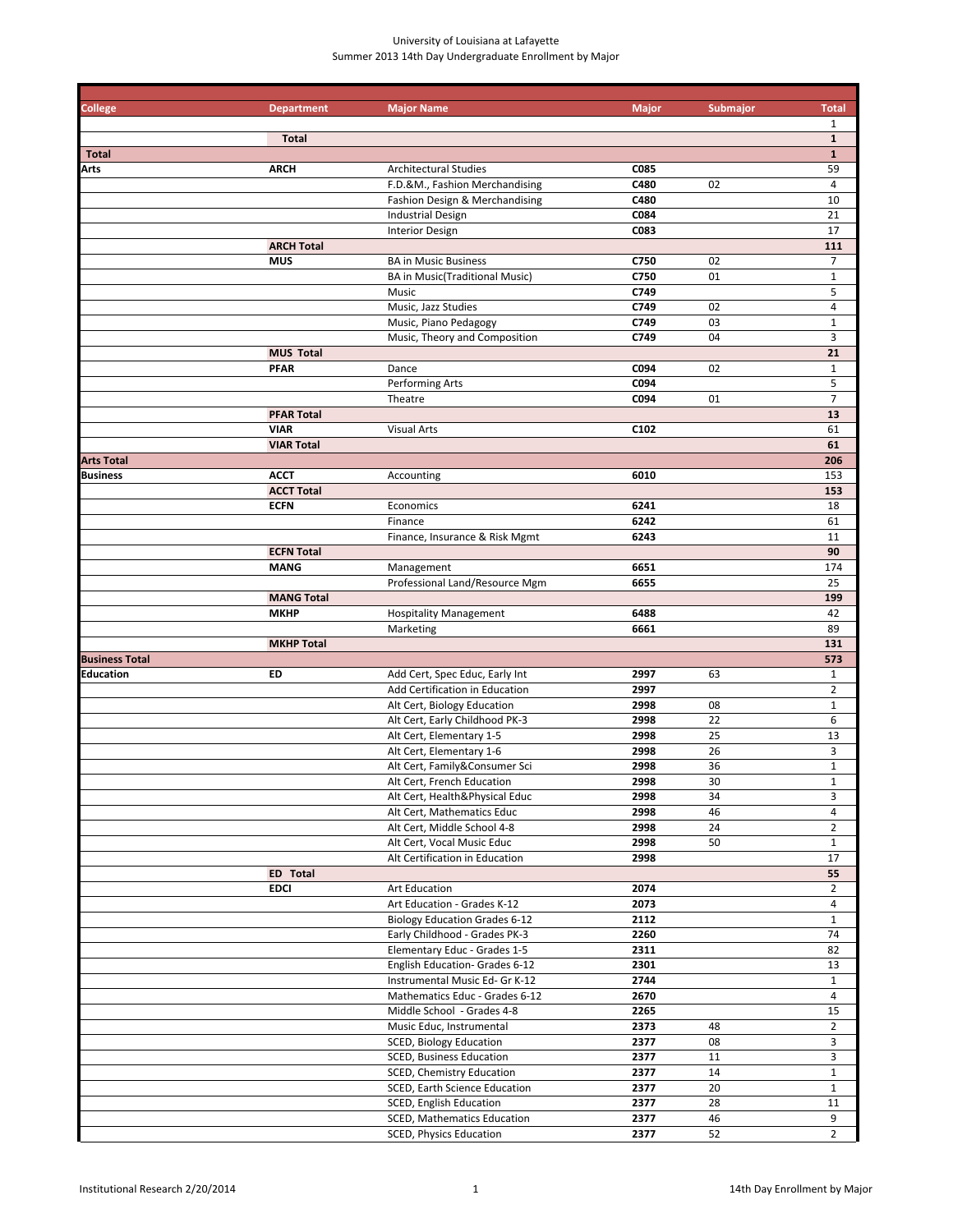University of Louisiana at Lafayette
Summer 2013 14th Day Undergraduate Enrollment by Major

| College | Department | Major Name | Major | Submajor | Total |
|---|---|---|---|---|---|
| | | | | | 1 |
| | **Total** | | | | **1** |
| **Total** | | | | | **1** |
| **Arts** | **ARCH** | Architectural Studies | **C085** | | 59 |
| | | F.D.&M., Fashion Merchandising | **C480** | 02 | 4 |
| | | Fashion Design & Merchandising | **C480** | | 10 |
| | | Industrial Design | **C084** | | 21 |
| | | Interior Design | **C083** | | 17 |
| | **ARCH Total** | | | | **111** |
| | **MUS** | BA in Music Business | **C750** | 02 | 7 |
| | | BA in Music(Traditional Music) | **C750** | 01 | 1 |
| | | Music | **C749** | | 5 |
| | | Music, Jazz Studies | **C749** | 02 | 4 |
| | | Music, Piano Pedagogy | **C749** | 03 | 1 |
| | | Music, Theory and Composition | **C749** | 04 | 3 |
| | **MUS Total** | | | | **21** |
| | **PFAR** | Dance | **C094** | 02 | 1 |
| | | Performing Arts | **C094** | | 5 |
| | | Theatre | **C094** | 01 | 7 |
| | **PFAR Total** | | | | **13** |
| | **VIAR** | Visual Arts | **C102** | | 61 |
| | **VIAR Total** | | | | **61** |
| **Arts Total** | | | | | **206** |
| **Business** | **ACCT** | Accounting | **6010** | | 153 |
| | **ACCT Total** | | | | **153** |
| | **ECFN** | Economics | **6241** | | 18 |
| | | Finance | **6242** | | 61 |
| | | Finance, Insurance & Risk Mgmt | **6243** | | 11 |
| | **ECFN Total** | | | | **90** |
| | **MANG** | Management | **6651** | | 174 |
| | | Professional Land/Resource Mgm | **6655** | | 25 |
| | **MANG Total** | | | | **199** |
| | **MKHP** | Hospitality Management | **6488** | | 42 |
| | | Marketing | **6661** | | 89 |
| | **MKHP Total** | | | | **131** |
| **Business Total** | | | | | **573** |
| **Education** | **ED** | Add Cert, Spec Educ, Early Int | **2997** | 63 | 1 |
| | | Add Certification in Education | **2997** | | 2 |
| | | Alt Cert, Biology Education | **2998** | 08 | 1 |
| | | Alt Cert, Early Childhood PK-3 | **2998** | 22 | 6 |
| | | Alt Cert, Elementary 1-5 | **2998** | 25 | 13 |
| | | Alt Cert, Elementary 1-6 | **2998** | 26 | 3 |
| | | Alt Cert, Family&Consumer Sci | **2998** | 36 | 1 |
| | | Alt Cert, French Education | **2998** | 30 | 1 |
| | | Alt Cert, Health&Physical Educ | **2998** | 34 | 3 |
| | | Alt Cert, Mathematics Educ | **2998** | 46 | 4 |
| | | Alt Cert, Middle School 4-8 | **2998** | 24 | 2 |
| | | Alt Cert, Vocal Music Educ | **2998** | 50 | 1 |
| | | Alt Certification in Education | **2998** | | 17 |
| | **ED Total** | | | | **55** |
| | **EDCI** | Art Education | **2074** | | 2 |
| | | Art Education - Grades K-12 | **2073** | | 4 |
| | | Biology Education Grades 6-12 | **2112** | | 1 |
| | | Early Childhood - Grades PK-3 | **2260** | | 74 |
| | | Elementary Educ - Grades 1-5 | **2311** | | 82 |
| | | English Education- Grades 6-12 | **2301** | | 13 |
| | | Instrumental Music Ed- Gr K-12 | **2744** | | 1 |
| | | Mathematics Educ - Grades 6-12 | **2670** | | 4 |
| | | Middle School - Grades 4-8 | **2265** | | 15 |
| | | Music Educ, Instrumental | **2373** | 48 | 2 |
| | | SCED, Biology Education | **2377** | 08 | 3 |
| | | SCED, Business Education | **2377** | 11 | 3 |
| | | SCED, Chemistry Education | **2377** | 14 | 1 |
| | | SCED, Earth Science Education | **2377** | 20 | 1 |
| | | SCED, English Education | **2377** | 28 | 11 |
| | | SCED, Mathematics Education | **2377** | 46 | 9 |
| | | SCED, Physics Education | **2377** | 52 | 2 |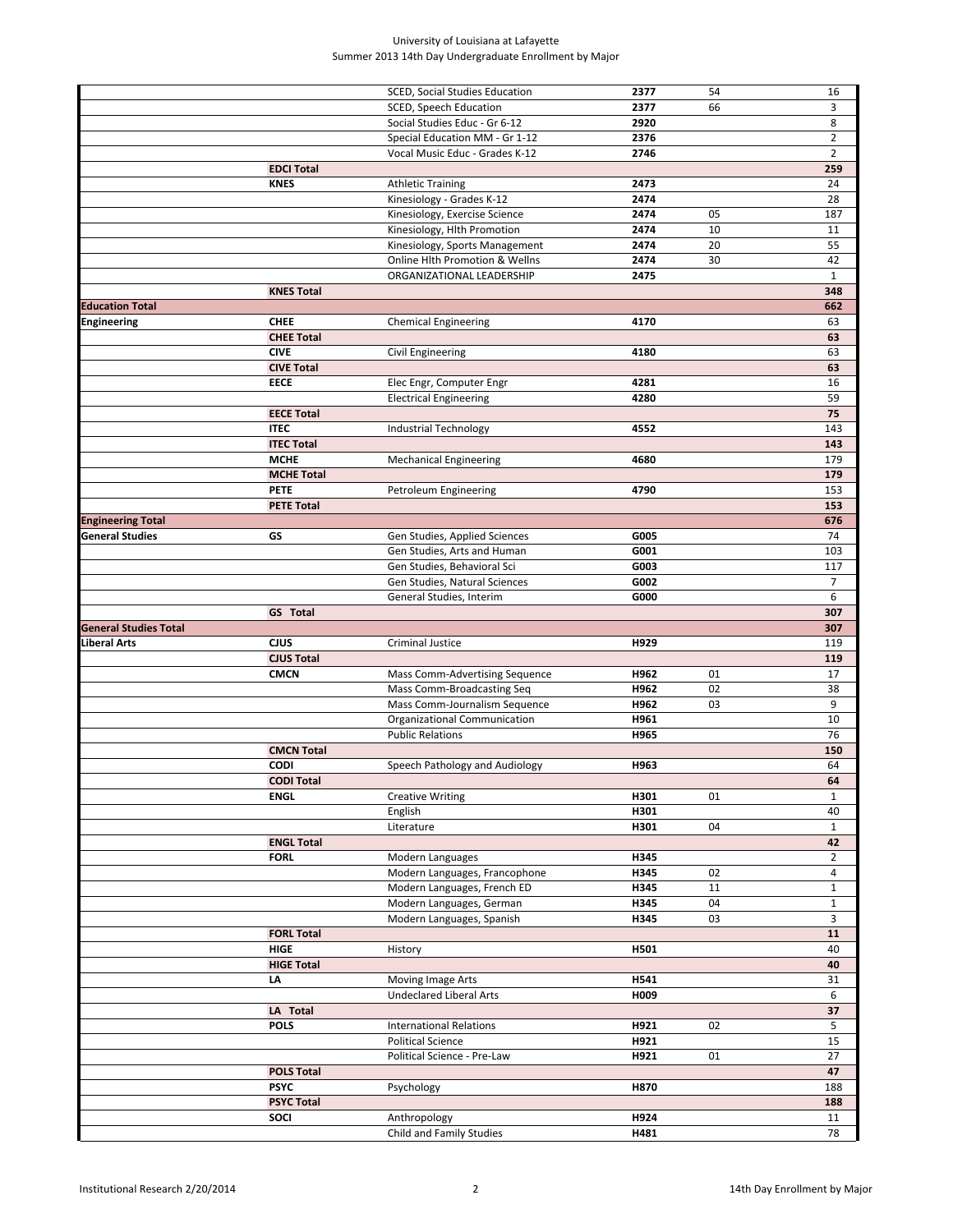| | | | | | |
|---|---|---|---|---|---|
| | | SCED, Social Studies Education | **2377** | 54 | 16 |
| | | SCED, Speech Education | **2377** | 66 | 3 |
| | | Social Studies Educ - Gr 6-12 | **2920** | | 8 |
| | | Special Education MM - Gr 1-12 | **2376** | | 2 |
| | | Vocal Music Educ - Grades K-12 | **2746** | | 2 |
| | **EDCI Total** | | | | **259** |
| | **KNES** | Athletic Training | **2473** | | 24 |
| | | Kinesiology - Grades K-12 | **2474** | | 28 |
| | | Kinesiology, Exercise Science | **2474** | 05 | 187 |
| | | Kinesiology, Hlth Promotion | **2474** | 10 | 11 |
| | | Kinesiology, Sports Management | **2474** | 20 | 55 |
| | | Online Hlth Promotion & Wellns | **2474** | 30 | 42 |
| | | ORGANIZATIONAL LEADERSHIP | **2475** | | 1 |
| | **KNES Total** | | | | **348** |
| **Education Total** | | | | | **662** |
| **Engineering** | **CHEE** | Chemical Engineering | **4170** | | 63 |
| | **CHEE Total** | | | | **63** |
| | **CIVE** | Civil Engineering | **4180** | | 63 |
| | **CIVE Total** | | | | **63** |
| | **EECE** | Elec Engr, Computer Engr | **4281** | | 16 |
| | | Electrical Engineering | **4280** | | 59 |
| | **EECE Total** | | | | **75** |
| | **ITEC** | Industrial Technology | **4552** | | 143 |
| | **ITEC Total** | | | | **143** |
| | **MCHE** | Mechanical Engineering | **4680** | | 179 |
| | **MCHE Total** | | | | **179** |
| | **PETE** | Petroleum Engineering | **4790** | | 153 |
| | **PETE Total** | | | | **153** |
| **Engineering Total** | | | | | **676** |
| **General Studies** | **GS** | Gen Studies, Applied Sciences | **G005** | | 74 |
| | | Gen Studies, Arts and Human | **G001** | | 103 |
| | | Gen Studies, Behavioral Sci | **G003** | | 117 |
| | | Gen Studies, Natural Sciences | **G002** | | 7 |
| | | General Studies, Interim | **G000** | | 6 |
| | **GS Total** | | | | **307** |
| **General Studies Total** | | | | | **307** |
| **Liberal Arts** | **CJUS** | Criminal Justice | **H929** | | 119 |
| | **CJUS Total** | | | | **119** |
| | **CMCN** | Mass Comm-Advertising Sequence | **H962** | 01 | 17 |
| | | Mass Comm-Broadcasting Seq | **H962** | 02 | 38 |
| | | Mass Comm-Journalism Sequence | **H962** | 03 | 9 |
| | | Organizational Communication | **H961** | | 10 |
| | | Public Relations | **H965** | | 76 |
| | **CMCN Total** | | | | **150** |
| | **CODI** | Speech Pathology and Audiology | **H963** | | 64 |
| | **CODI Total** | | | | **64** |
| | **ENGL** | Creative Writing | **H301** | 01 | 1 |
| | | English | **H301** | | 40 |
| | | Literature | **H301** | 04 | 1 |
| | **ENGL Total** | | | | **42** |
| | **FORL** | Modern Languages | **H345** | | 2 |
| | | Modern Languages, Francophone | **H345** | 02 | 4 |
| | | Modern Languages, French ED | **H345** | 11 | 1 |
| | | Modern Languages, German | **H345** | 04 | 1 |
| | | Modern Languages, Spanish | **H345** | 03 | 3 |
| | **FORL Total** | | | | **11** |
| | **HIGE** | History | **H501** | | 40 |
| | **HIGE Total** | | | | **40** |
| | **LA** | Moving Image Arts | **H541** | | 31 |
| | | Undeclared Liberal Arts | **H009** | | 6 |
| | **LA Total** | | | | **37** |
| | **POLS** | International Relations | **H921** | 02 | 5 |
| | | Political Science | **H921** | | 15 |
| | | Political Science - Pre-Law | **H921** | 01 | 27 |
| | **POLS Total** | | | | **47** |
| | **PSYC** | Psychology | **H870** | | 188 |
| | **PSYC Total** | | | | **188** |
| | **SOCI** | Anthropology | **H924** | | 11 |
| | | Child and Family Studies | **H481** | | 78 |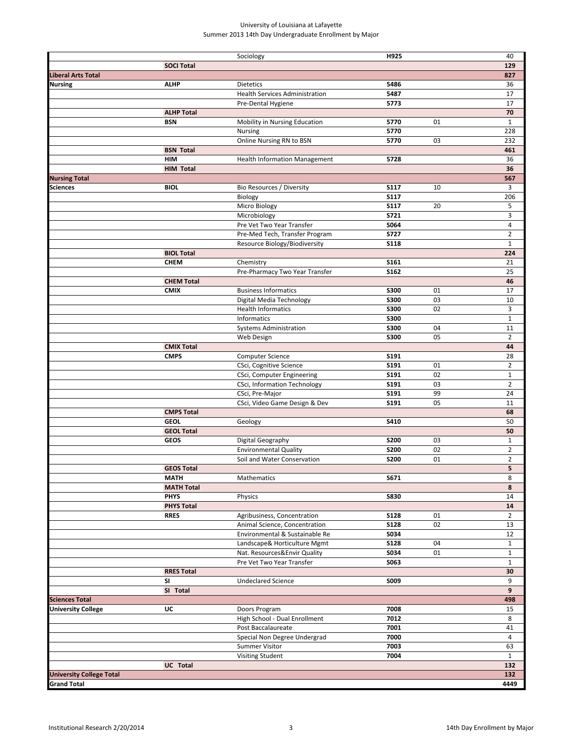University of Louisiana at Lafayette
Summer 2013 14th Day Undergraduate Enrollment by Major

| | | | | | |
|---|---|---|---|---|---|
| | | Sociology | H925 | | 40 |
| | **SOCI Total** | | | | **129** |
| **Liberal Arts Total** | | | | | **827** |
| **Nursing** | **ALHP** | Dietetics | 5486 | | 36 |
| | | Health Services Administration | 5487 | | 17 |
| | | Pre-Dental Hygiene | 5773 | | 17 |
| | **ALHP Total** | | | | **70** |
| | **BSN** | Mobility in Nursing Education | 5770 | 01 | 1 |
| | | Nursing | 5770 | | 228 |
| | | Online Nursing RN to BSN | 5770 | 03 | 232 |
| | **BSN Total** | | | | **461** |
| | **HIM** | Health Information Management | 5728 | | 36 |
| | **HIM Total** | | | | **36** |
| **Nursing Total** | | | | | **567** |
| **Sciences** | **BIOL** | Bio Resources / Diversity | S117 | 10 | 3 |
| | | Biology | S117 | | 206 |
| | | Micro Biology | S117 | 20 | 5 |
| | | Microbiology | S721 | | 3 |
| | | Pre Vet Two Year Transfer | S064 | | 4 |
| | | Pre-Med Tech, Transfer Program | S727 | | 2 |
| | | Resource Biology/Biodiversity | S118 | | 1 |
| | **BIOL Total** | | | | **224** |
| | **CHEM** | Chemistry | S161 | | 21 |
| | | Pre-Pharmacy Two Year Transfer | S162 | | 25 |
| | **CHEM Total** | | | | **46** |
| | **CMIX** | Business Informatics | S300 | 01 | 17 |
| | | Digital Media Technology | S300 | 03 | 10 |
| | | Health Informatics | S300 | 02 | 3 |
| | | Informatics | S300 | | 1 |
| | | Systems Administration | S300 | 04 | 11 |
| | | Web Design | S300 | 05 | 2 |
| | **CMIX Total** | | | | **44** |
| | **CMPS** | Computer Science | S191 | | 28 |
| | | CSci, Cognitive Science | S191 | 01 | 2 |
| | | CSci, Computer Engineering | S191 | 02 | 1 |
| | | CSci, Information Technology | S191 | 03 | 2 |
| | | CSci, Pre-Major | S191 | 99 | 24 |
| | | CSci, Video Game Design & Dev | S191 | 05 | 11 |
| | **CMPS Total** | | | | **68** |
| | **GEOL** | Geology | S410 | | 50 |
| | **GEOL Total** | | | | **50** |
| | **GEOS** | Digital Geography | S200 | 03 | 1 |
| | | Environmental Quality | S200 | 02 | 2 |
| | | Soil and Water Conservation | S200 | 01 | 2 |
| | **GEOS Total** | | | | **5** |
| | **MATH** | Mathematics | S671 | | 8 |
| | **MATH Total** | | | | **8** |
| | **PHYS** | Physics | S830 | | 14 |
| | **PHYS Total** | | | | **14** |
| | **RRES** | Agribusiness, Concentration | S128 | 01 | 2 |
| | | Animal Science, Concentration | S128 | 02 | 13 |
| | | Environmental & Sustainable Re | S034 | | 12 |
| | | Landscape& Horticulture Mgmt | S128 | 04 | 1 |
| | | Nat. Resources&Envir Quality | S034 | 01 | 1 |
| | | Pre Vet Two Year Transfer | S063 | | 1 |
| | **RRES Total** | | | | **30** |
| | **SI** | Undeclared Science | S009 | | 9 |
| | **SI Total** | | | | **9** |
| **Sciences Total** | | | | | **498** |
| **University College** | **UC** | Doors Program | 7008 | | 15 |
| | | High School - Dual Enrollment | 7012 | | 8 |
| | | Post Baccalaureate | 7001 | | 41 |
| | | Special Non Degree Undergrad | 7000 | | 4 |
| | | Summer Visitor | 7003 | | 63 |
| | | Visiting Student | 7004 | | 1 |
| | **UC Total** | | | | **132** |
| **University College Total** | | | | | **132** |
| **Grand Total** | | | | | **4449** |

Institutional Research 2/20/2014 | 14th Day Enrollment by Major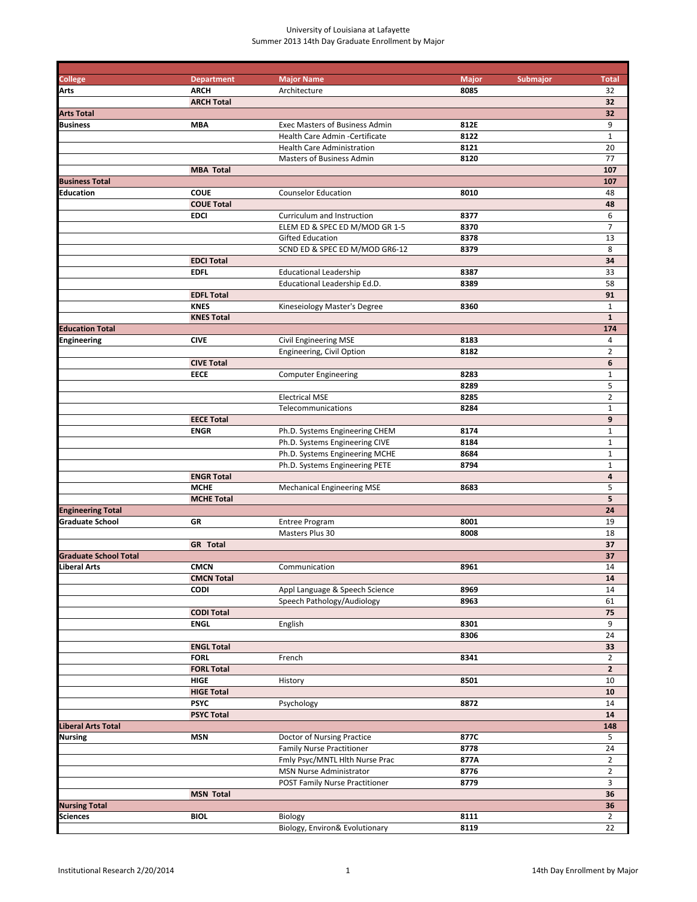University of Louisiana at Lafayette
Summer 2013 14th Day Graduate Enrollment by Major

| College | Department | Major Name | Major | Submajor | Total |
|---|---|---|---|---|---|
| **Arts** | **ARCH** | Architecture | **8085** | | 32 |
| | **ARCH Total** | | | | **32** |
| **Arts Total** | | | | | **32** |
| **Business** | **MBA** | Exec Masters of Business Admin | **812E** | | 9 |
| | | Health Care Admin -Certificate | **8122** | | 1 |
| | | Health Care Administration | **8121** | | 20 |
| | | Masters of Business Admin | **8120** | | 77 |
| | **MBA Total** | | | | **107** |
| **Business Total** | | | | | **107** |
| **Education** | **COUE** | Counselor Education | **8010** | | 48 |
| | **COUE Total** | | | | **48** |
| | **EDCI** | Curriculum and Instruction | **8377** | | 6 |
| | | ELEM ED & SPEC ED M/MOD GR 1-5 | **8370** | | 7 |
| | | Gifted Education | **8378** | | 13 |
| | | SCND ED & SPEC ED M/MOD GR6-12 | **8379** | | 8 |
| | **EDCI Total** | | | | **34** |
| | **EDFL** | Educational Leadership | **8387** | | 33 |
| | | Educational Leadership Ed.D. | **8389** | | 58 |
| | **EDFL Total** | | | | **91** |
| | **KNES** | Kineseiology Master's Degree | **8360** | | 1 |
| | **KNES Total** | | | | **1** |
| **Education Total** | | | | | **174** |
| **Engineering** | **CIVE** | Civil Engineering MSE | **8183** | | 4 |
| | | Engineering, Civil Option | **8182** | | 2 |
| | **CIVE Total** | | | | **6** |
| | **EECE** | Computer Engineering | **8283** | | 1 |
| | | | **8289** | | 5 |
| | | Electrical MSE | **8285** | | 2 |
| | | Telecommunications | **8284** | | 1 |
| | **EECE Total** | | | | **9** |
| | **ENGR** | Ph.D. Systems Engineering CHEM | **8174** | | 1 |
| | | Ph.D. Systems Engineering CIVE | **8184** | | 1 |
| | | Ph.D. Systems Engineering MCHE | **8684** | | 1 |
| | | Ph.D. Systems Engineering PETE | **8794** | | 1 |
| | **ENGR Total** | | | | **4** |
| | **MCHE** | Mechanical Engineering MSE | **8683** | | 5 |
| | **MCHE Total** | | | | **5** |
| **Engineering Total** | | | | | **24** |
| **Graduate School** | **GR** | Entree Program | **8001** | | 19 |
| | | Masters Plus 30 | **8008** | | 18 |
| | **GR Total** | | | | **37** |
| **Graduate School Total** | | | | | **37** |
| **Liberal Arts** | **CMCN** | Communication | **8961** | | 14 |
| | **CMCN Total** | | | | **14** |
| | **CODI** | Appl Language & Speech Science | **8969** | | 14 |
| | | Speech Pathology/Audiology | **8963** | | 61 |
| | **CODI Total** | | | | **75** |
| | **ENGL** | English | **8301** | | 9 |
| | | | **8306** | | 24 |
| | **ENGL Total** | | | | **33** |
| | **FORL** | French | **8341** | | 2 |
| | **FORL Total** | | | | **2** |
| | **HIGE** | History | **8501** | | 10 |
| | **HIGE Total** | | | | **10** |
| | **PSYC** | Psychology | **8872** | | 14 |
| | **PSYC Total** | | | | **14** |
| **Liberal Arts Total** | | | | | **148** |
| **Nursing** | **MSN** | Doctor of Nursing Practice | **877C** | | 5 |
| | | Family Nurse Practitioner | **8778** | | 24 |
| | | Fmly Psyc/MNTL Hlth Nurse Prac | **877A** | | 2 |
| | | MSN Nurse Administrator | **8776** | | 2 |
| | | POST Family Nurse Practitioner | **8779** | | 3 |
| | **MSN Total** | | | | **36** |
| **Nursing Total** | | | | | **36** |
| **Sciences** | **BIOL** | Biology | **8111** | | 2 |
| | | Biology, Environ& Evolutionary | **8119** | | 22 |

Institutional Research 2/20/2014 | 14th Day Enrollment by Major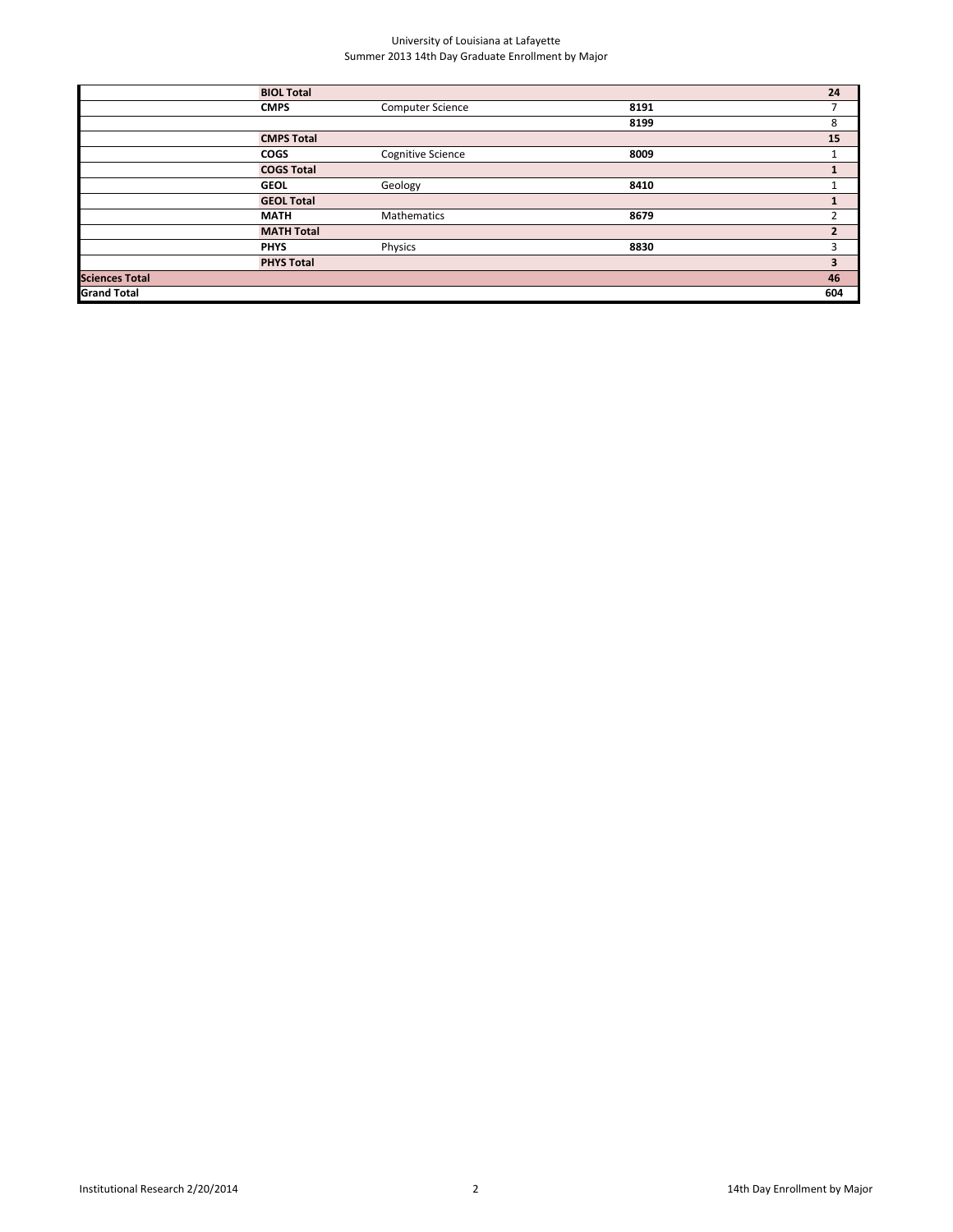| | | | | |
|---|---|---|---|---|
| | **BIOL Total** | | | **24** |
| | **CMPS** | Computer Science | **8191** | 7 |
| | | | **8199** | 8 |
| | **CMPS Total** | | | **15** |
| | **COGS** | Cognitive Science | **8009** | 1 |
| | **COGS Total** | | | **1** |
| | **GEOL** | Geology | **8410** | 1 |
| | **GEOL Total** | | | **1** |
| | **MATH** | Mathematics | **8679** | 2 |
| | **MATH Total** | | | **2** |
| | **PHYS** | Physics | **8830** | 3 |
| | **PHYS Total** | | | **3** |
| **Sciences Total** | | | | **46** |
| **Grand Total** | | | | **604** |